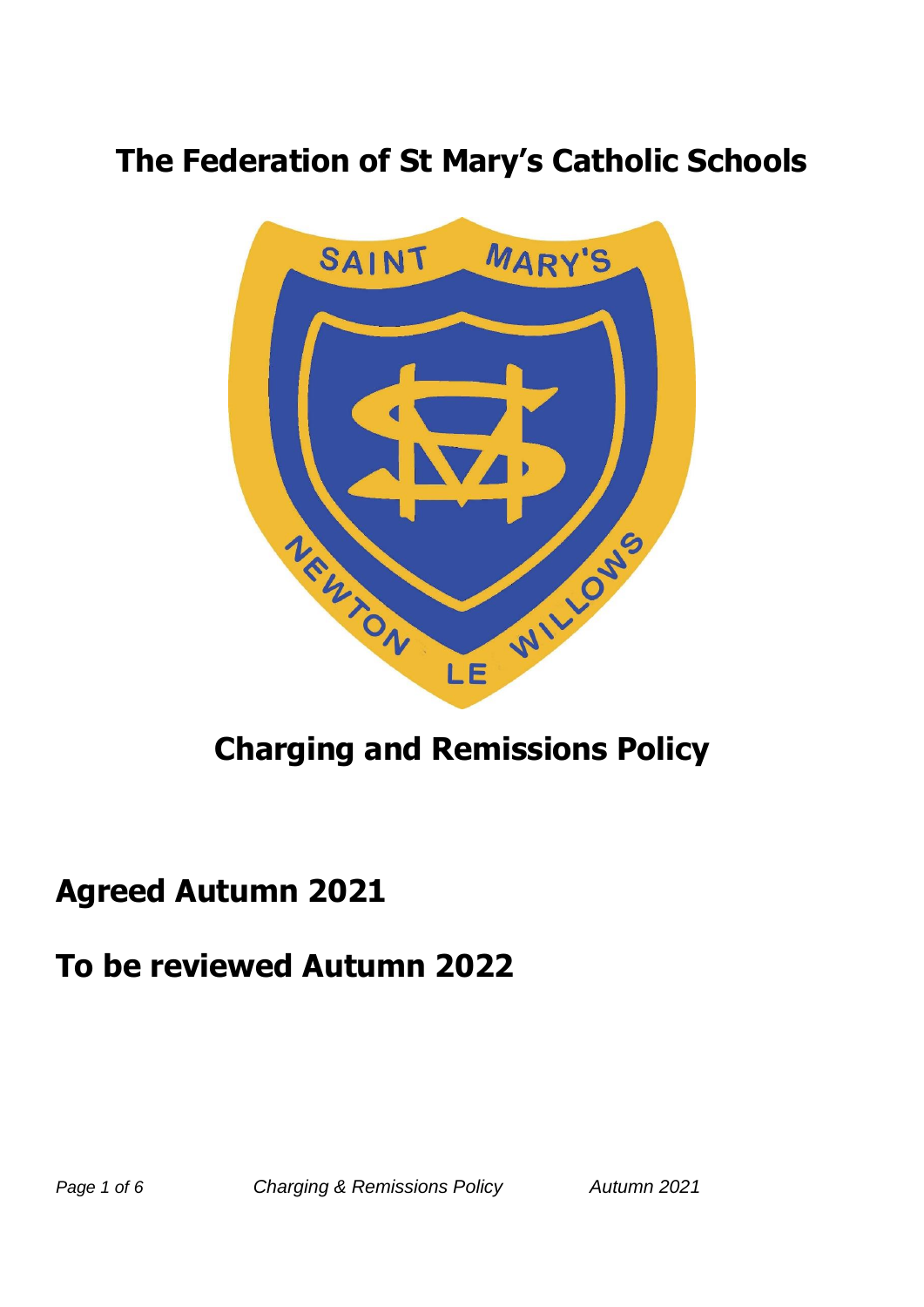# The Federation of St Mary's Catholic Schools

# Charging and Remissions Policy

## Agreed Autumn 2021

## To be reviewed Autumn 2022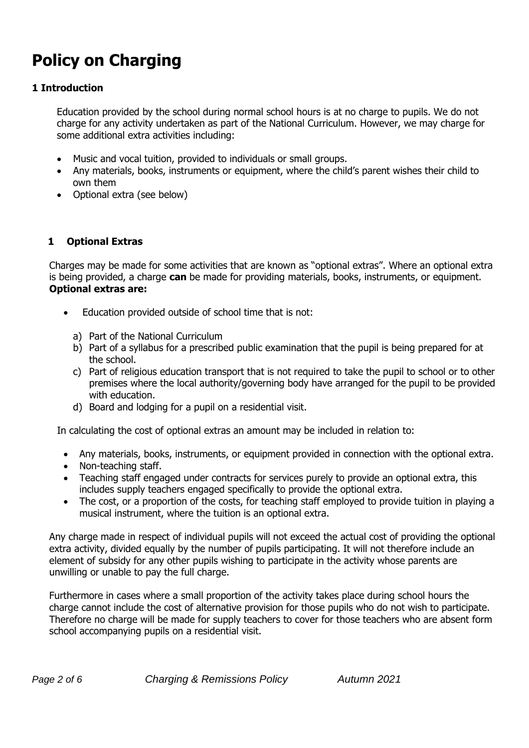# Policy on Charging

## 1 Introduction

Education provided by the school during normal school hours is at no charge to pupils. We do not charge for any activity undertaken as part of the National Curriculum. However, we may charge for some additional extra activities including:

- Music and vocal tuition, provided to individuals or small groups.
- Any materials, books, instruments or equipment, where the child's parent wishes their child to own them
- Optional extra (see below)

## 1 Optional Extras

Charges may be made for some activities that are known as "optional extras". Where an optional extra is being provided, a charge **can** be made for providing materials, books, instruments, or equipment. **Optional extras are:**

- Education provided outside of school time that is not:
  a) Part of the National Curriculum
  b) Part of a syllabus for a prescribed public examination that the pupil is being prepared for at the school.
  c) Part of religious education transport that is not required to take the pupil to school or to other premises where the local authority/governing body have arranged for the pupil to be provided with education.
  d) Board and lodging for a pupil on a residential visit.

In calculating the cost of optional extras an amount may be included in relation to:

- Any materials, books, instruments, or equipment provided in connection with the optional extra.
- Non-teaching staff.
- Teaching staff engaged under contracts for services purely to provide an optional extra, this includes supply teachers engaged specifically to provide the optional extra.
- The cost, or a proportion of the costs, for teaching staff employed to provide tuition in playing a musical instrument, where the tuition is an optional extra.

Any charge made in respect of individual pupils will not exceed the actual cost of providing the optional extra activity, divided equally by the number of pupils participating. It will not therefore include an element of subsidy for any other pupils wishing to participate in the activity whose parents are unwilling or unable to pay the full charge.

Furthermore in cases where a small proportion of the activity takes place during school hours the charge cannot include the cost of alternative provision for those pupils who do not wish to participate. Therefore no charge will be made for supply teachers to cover for those teachers who are absent form school accompanying pupils on a residential visit.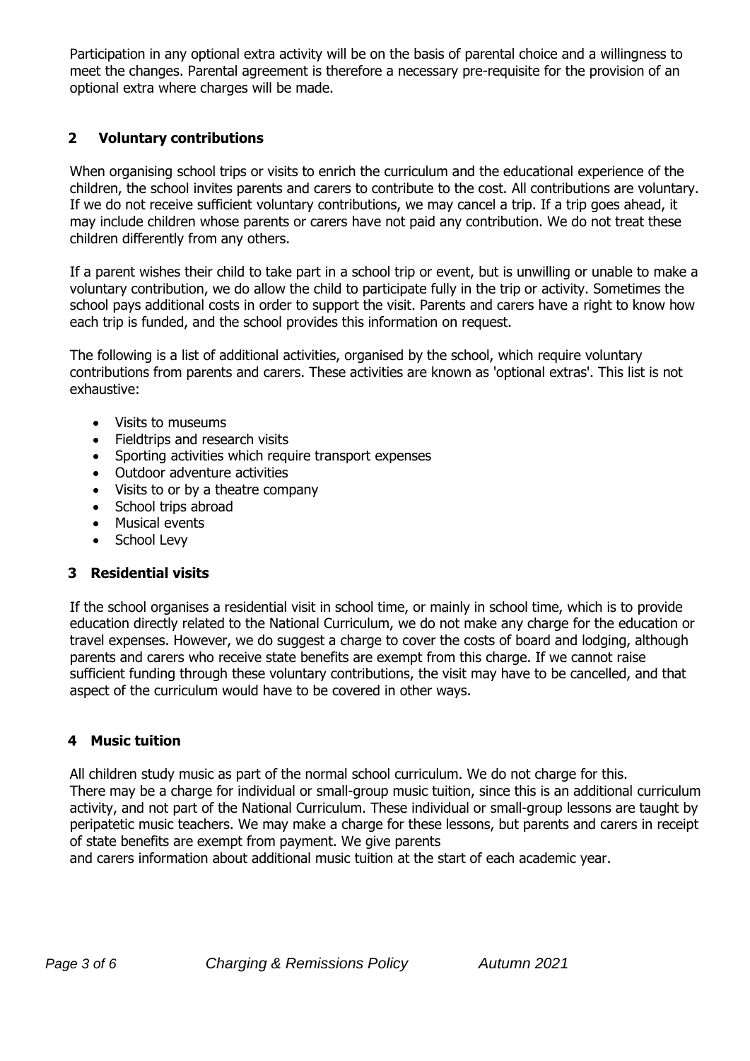Participation in any optional extra activity will be on the basis of parental choice and a willingness to meet the changes. Parental agreement is therefore a necessary pre-requisite for the provision of an optional extra where charges will be made.

## 2 Voluntary contributions

When organising school trips or visits to enrich the curriculum and the educational experience of the children, the school invites parents and carers to contribute to the cost. All contributions are voluntary. If we do not receive sufficient voluntary contributions, we may cancel a trip. If a trip goes ahead, it may include children whose parents or carers have not paid any contribution. We do not treat these children differently from any others.

If a parent wishes their child to take part in a school trip or event, but is unwilling or unable to make a voluntary contribution, we do allow the child to participate fully in the trip or activity. Sometimes the school pays additional costs in order to support the visit. Parents and carers have a right to know how each trip is funded, and the school provides this information on request.

The following is a list of additional activities, organised by the school, which require voluntary contributions from parents and carers. These activities are known as 'optional extras'. This list is not exhaustive:

- Visits to museums
- Fieldtrips and research visits
- Sporting activities which require transport expenses
- Outdoor adventure activities
- Visits to or by a theatre company
- School trips abroad
- Musical events
- School Levy

## 3 Residential visits

If the school organises a residential visit in school time, or mainly in school time, which is to provide education directly related to the National Curriculum, we do not make any charge for the education or travel expenses. However, we do suggest a charge to cover the costs of board and lodging, although parents and carers who receive state benefits are exempt from this charge. If we cannot raise sufficient funding through these voluntary contributions, the visit may have to be cancelled, and that aspect of the curriculum would have to be covered in other ways.

## 4 Music tuition

All children study music as part of the normal school curriculum. We do not charge for this.
There may be a charge for individual or small-group music tuition, since this is an additional curriculum activity, and not part of the National Curriculum. These individual or small-group lessons are taught by peripatetic music teachers. We may make a charge for these lessons, but parents and carers in receipt of state benefits are exempt from payment. We give parents and carers information about additional music tuition at the start of each academic year.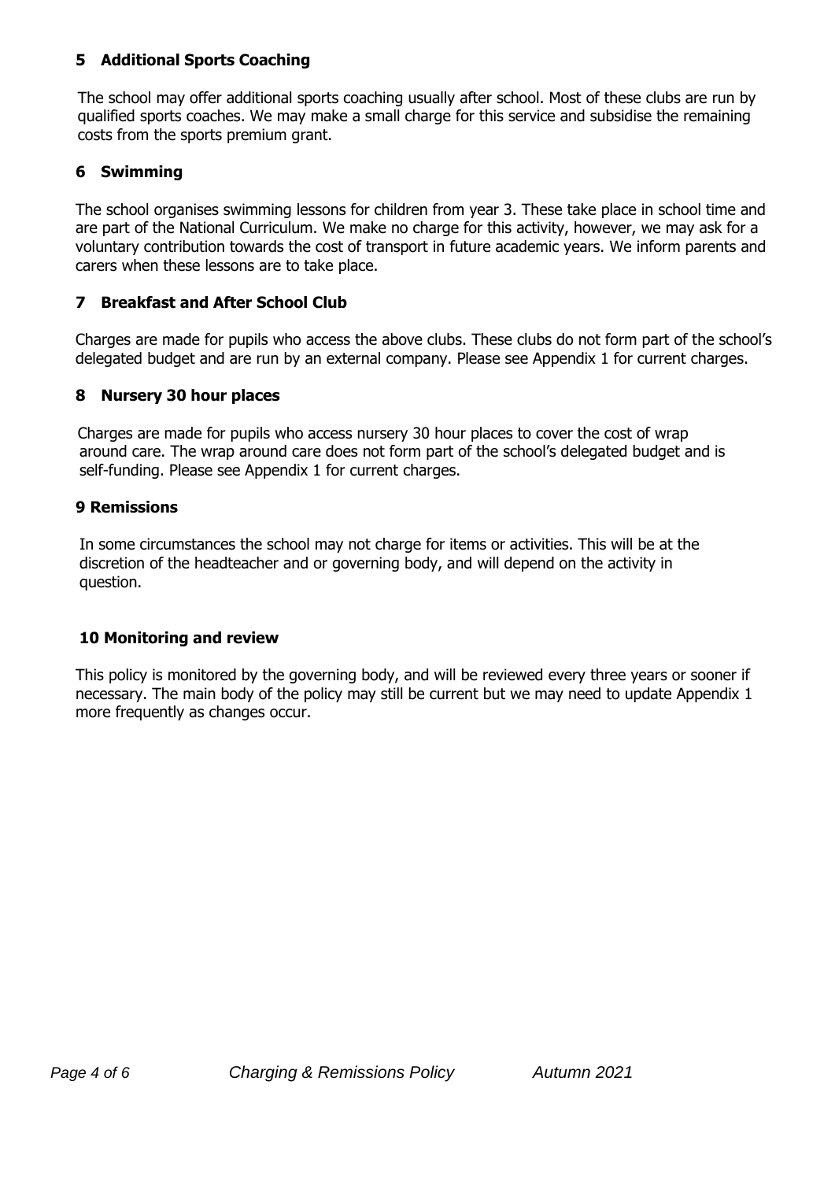## 5 Additional Sports Coaching

The school may offer additional sports coaching usually after school. Most of these clubs are run by qualified sports coaches. We may make a small charge for this service and subsidise the remaining costs from the sports premium grant.

## 6 Swimming

The school organises swimming lessons for children from year 3. These take place in school time and are part of the National Curriculum. We make no charge for this activity, however, we may ask for a voluntary contribution towards the cost of transport in future academic years. We inform parents and carers when these lessons are to take place.

## 7 Breakfast and After School Club

Charges are made for pupils who access the above clubs. These clubs do not form part of the school's delegated budget and are run by an external company. Please see Appendix 1 for current charges.

## 8 Nursery 30 hour places

Charges are made for pupils who access nursery 30 hour places to cover the cost of wrap around care. The wrap around care does not form part of the school's delegated budget and is self-funding. Please see Appendix 1 for current charges.

## 9 Remissions

In some circumstances the school may not charge for items or activities. This will be at the discretion of the headteacher and or governing body, and will depend on the activity in question.

## 10 Monitoring and review

This policy is monitored by the governing body, and will be reviewed every three years or sooner if necessary. The main body of the policy may still be current but we may need to update Appendix 1 more frequently as changes occur.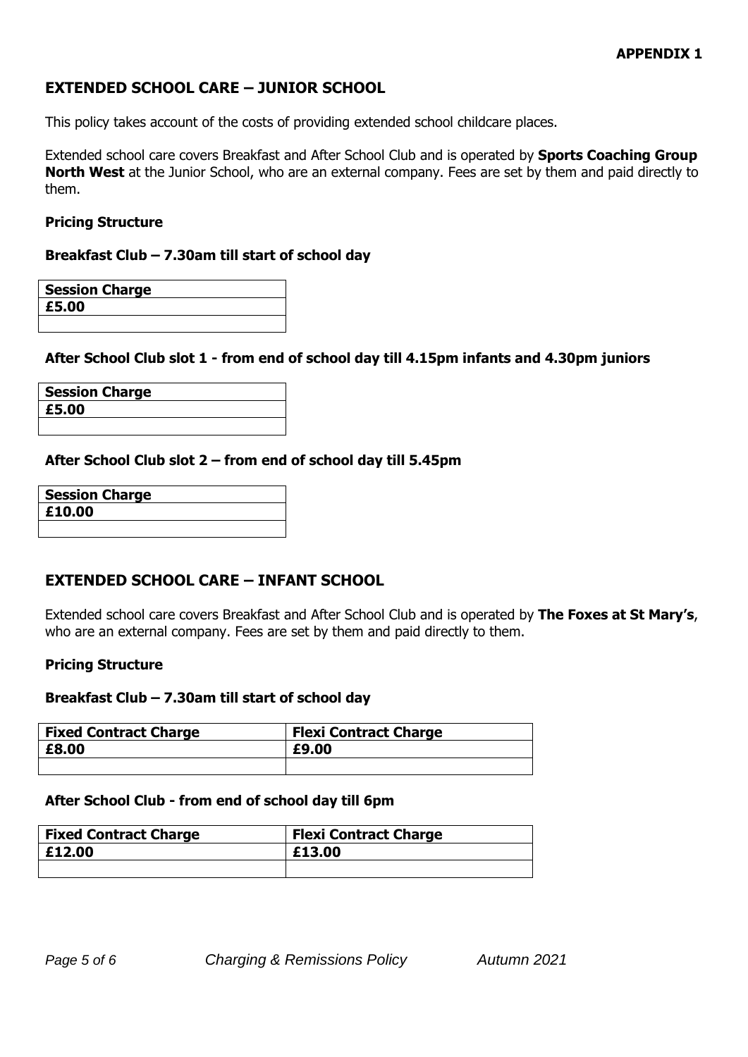**APPENDIX 1**

## EXTENDED SCHOOL CARE – JUNIOR SCHOOL

This policy takes account of the costs of providing extended school childcare places.

Extended school care covers Breakfast and After School Club and is operated by **Sports Coaching Group North West** at the Junior School, who are an external company. Fees are set by them and paid directly to them.

**Pricing Structure**

**Breakfast Club – 7.30am till start of school day**

| Session Charge |
|---|
| **£5.00** |
| |

**After School Club slot 1 - from end of school day till 4.15pm infants and 4.30pm juniors**

| Session Charge |
|---|
| **£5.00** |
| |

**After School Club slot 2 – from end of school day till 5.45pm**

| Session Charge |
|---|
| **£10.00** |
| |

## EXTENDED SCHOOL CARE – INFANT SCHOOL

Extended school care covers Breakfast and After School Club and is operated by **The Foxes at St Mary's**, who are an external company. Fees are set by them and paid directly to them.

**Pricing Structure**

**Breakfast Club – 7.30am till start of school day**

| Fixed Contract Charge | Flexi Contract Charge |
|---|---|
| **£8.00** | **£9.00** |
| | |

**After School Club - from end of school day till 6pm**

| Fixed Contract Charge | Flexi Contract Charge |
|---|---|
| **£12.00** | **£13.00** |
| | |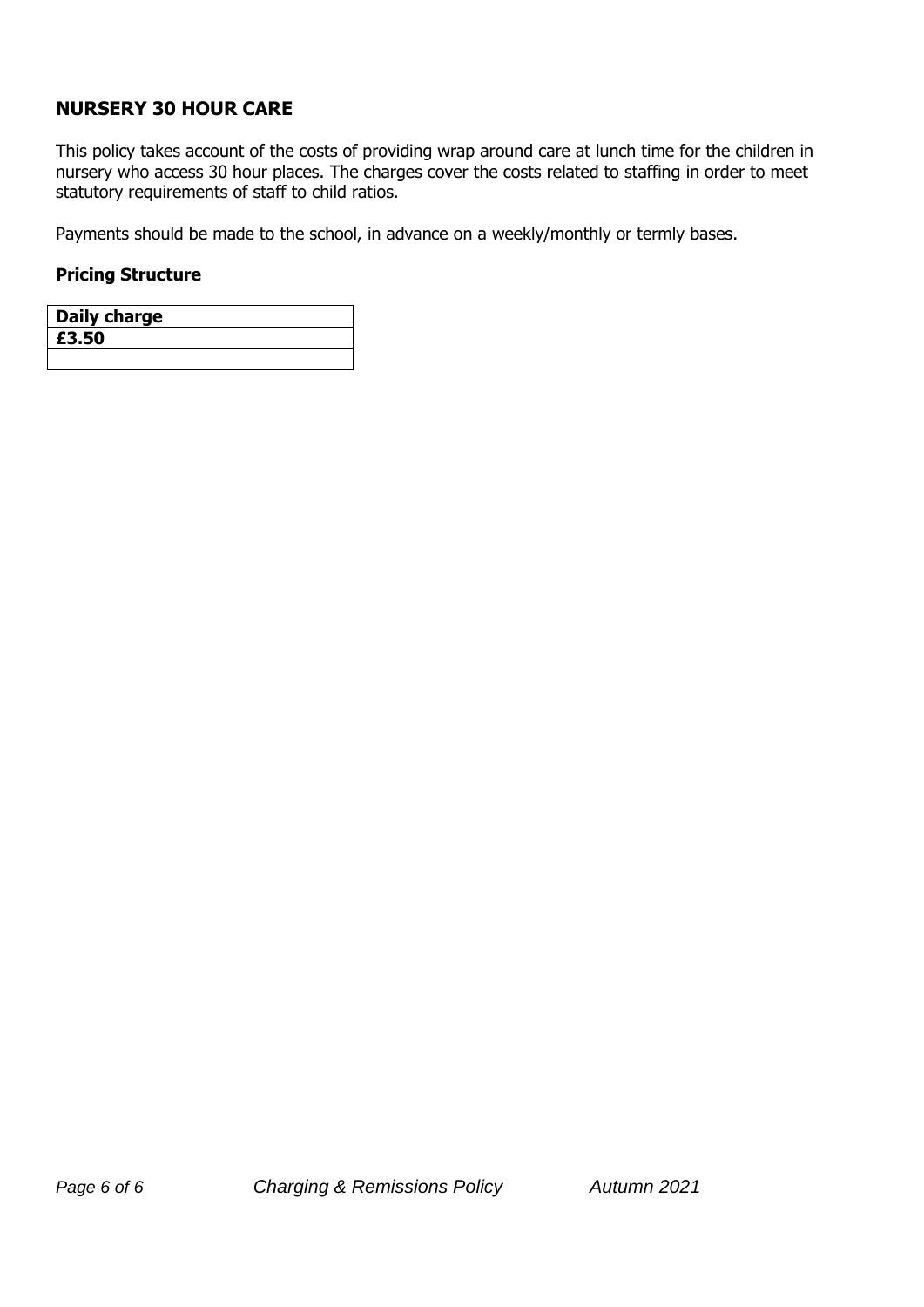## NURSERY 30 HOUR CARE

This policy takes account of the costs of providing wrap around care at lunch time for the children in nursery who access 30 hour places. The charges cover the costs related to staffing in order to meet statutory requirements of staff to child ratios.

Payments should be made to the school, in advance on a weekly/monthly or termly bases.

### Pricing Structure

| Daily charge |
|---|
| **£3.50** |
| |